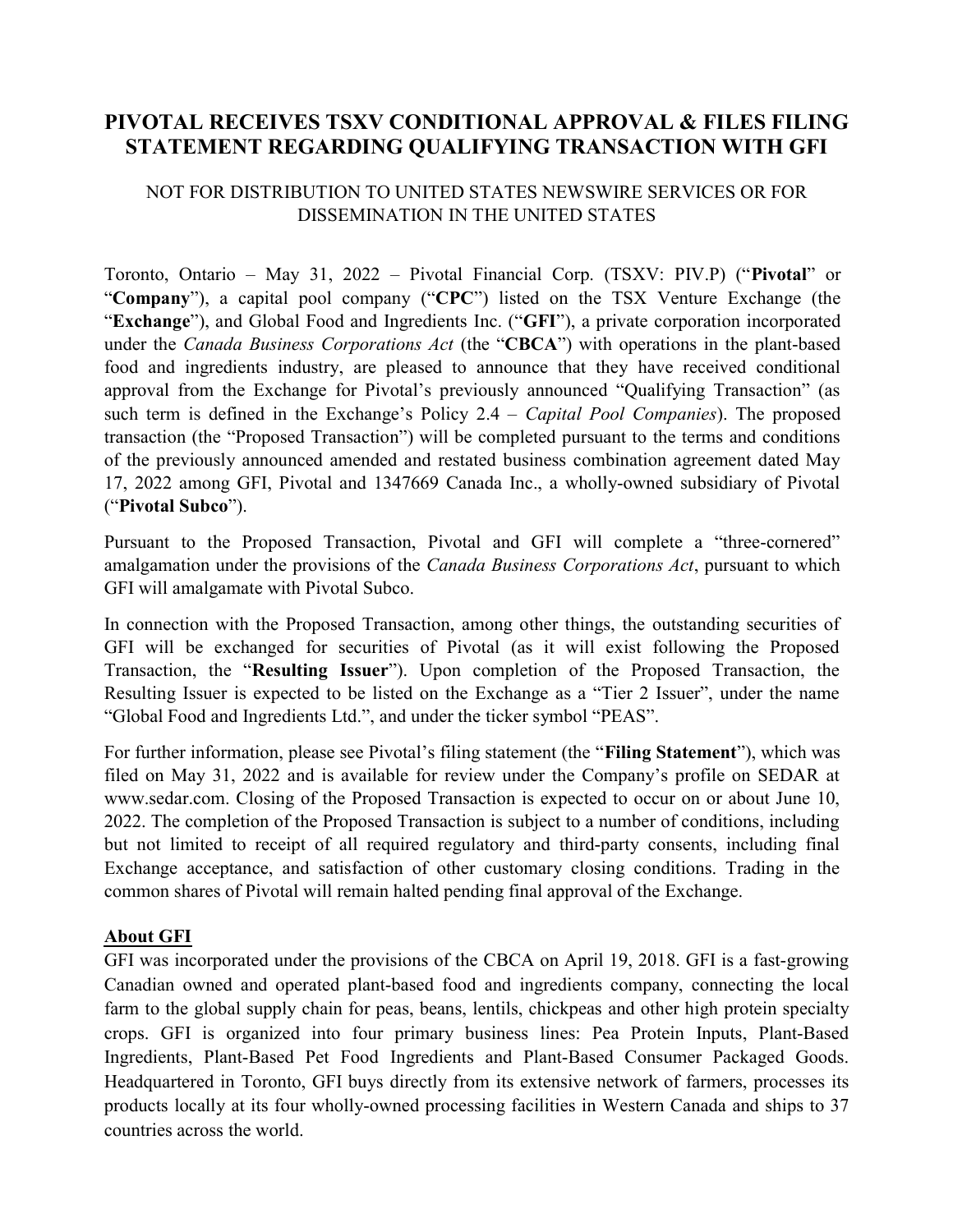# PIVOTAL RECEIVES TSXV CONDITIONAL APPROVAL & FILES FILING STATEMENT REGARDING QUALIFYING TRANSACTION WITH GFI

NOT FOR DISTRIBUTION TO UNITED STATES NEWSWIRE SERVICES OR FOR DISSEMINATION IN THE UNITED STATES

Toronto, Ontario – May 31, 2022 – Pivotal Financial Corp. (TSXV: PIV.P) ("**Pivotal**" or "**Company**"), a capital pool company ("**CPC**") listed on the TSX Venture Exchange (the "**Exchange**"), and Global Food and Ingredients Inc. ("**GFI**"), a private corporation incorporated under the *Canada Business Corporations Act* (the "**CBCA**") with operations in the plant-based food and ingredients industry, are pleased to announce that they have received conditional approval from the Exchange for Pivotal's previously announced "Qualifying Transaction" (as such term is defined in the Exchange's Policy 2.4 – *Capital Pool Companies*). The proposed transaction (the "Proposed Transaction") will be completed pursuant to the terms and conditions of the previously announced amended and restated business combination agreement dated May 17, 2022 among GFI, Pivotal and 1347669 Canada Inc., a wholly-owned subsidiary of Pivotal ("**Pivotal Subco**").

Pursuant to the Proposed Transaction, Pivotal and GFI will complete a "three-cornered" amalgamation under the provisions of the *Canada Business Corporations Act*, pursuant to which GFI will amalgamate with Pivotal Subco.

In connection with the Proposed Transaction, among other things, the outstanding securities of GFI will be exchanged for securities of Pivotal (as it will exist following the Proposed Transaction, the "**Resulting Issuer**"). Upon completion of the Proposed Transaction, the Resulting Issuer is expected to be listed on the Exchange as a "Tier 2 Issuer", under the name "Global Food and Ingredients Ltd.", and under the ticker symbol "PEAS".

For further information, please see Pivotal's filing statement (the "**Filing Statement**"), which was filed on May 31, 2022 and is available for review under the Company's profile on SEDAR at www.sedar.com. Closing of the Proposed Transaction is expected to occur on or about June 10, 2022. The completion of the Proposed Transaction is subject to a number of conditions, including but not limited to receipt of all required regulatory and third-party consents, including final Exchange acceptance, and satisfaction of other customary closing conditions. Trading in the common shares of Pivotal will remain halted pending final approval of the Exchange.

## About GFI

GFI was incorporated under the provisions of the CBCA on April 19, 2018. GFI is a fast-growing Canadian owned and operated plant-based food and ingredients company, connecting the local farm to the global supply chain for peas, beans, lentils, chickpeas and other high protein specialty crops. GFI is organized into four primary business lines: Pea Protein Inputs, Plant-Based Ingredients, Plant-Based Pet Food Ingredients and Plant-Based Consumer Packaged Goods. Headquartered in Toronto, GFI buys directly from its extensive network of farmers, processes its products locally at its four wholly-owned processing facilities in Western Canada and ships to 37 countries across the world.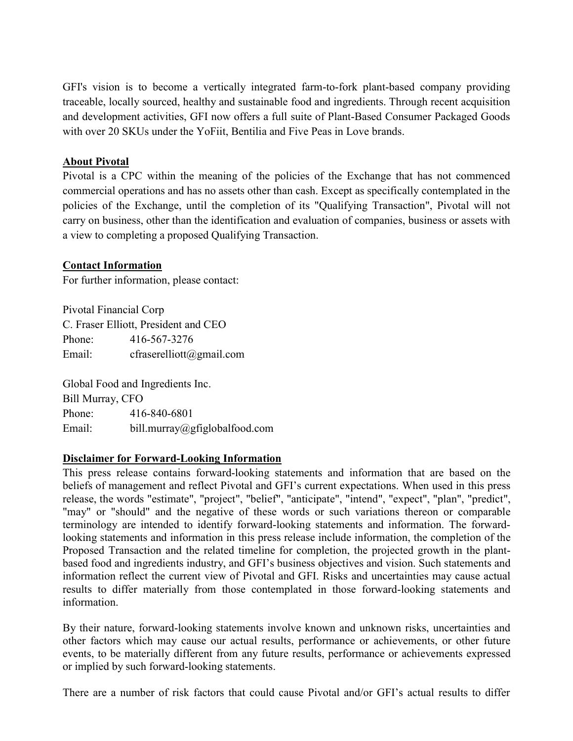GFI's vision is to become a vertically integrated farm-to-fork plant-based company providing traceable, locally sourced, healthy and sustainable food and ingredients. Through recent acquisition and development activities, GFI now offers a full suite of Plant-Based Consumer Packaged Goods with over 20 SKUs under the YoFiit, Bentilia and Five Peas in Love brands.

## About Pivotal

Pivotal is a CPC within the meaning of the policies of the Exchange that has not commenced commercial operations and has no assets other than cash. Except as specifically contemplated in the policies of the Exchange, until the completion of its "Qualifying Transaction", Pivotal will not carry on business, other than the identification and evaluation of companies, business or assets with a view to completing a proposed Qualifying Transaction.

## Contact Information

For further information, please contact:

Pivotal Financial Corp
C. Fraser Elliott, President and CEO
Phone: 416-567-3276
Email: cfraserelliott@gmail.com

Global Food and Ingredients Inc.
Bill Murray, CFO
Phone: 416-840-6801
Email: bill.murray@gfiglobalfood.com

## Disclaimer for Forward-Looking Information

This press release contains forward-looking statements and information that are based on the beliefs of management and reflect Pivotal and GFI's current expectations. When used in this press release, the words "estimate", "project", "belief", "anticipate", "intend", "expect", "plan", "predict", "may" or "should" and the negative of these words or such variations thereon or comparable terminology are intended to identify forward-looking statements and information. The forward-looking statements and information in this press release include information, the completion of the Proposed Transaction and the related timeline for completion, the projected growth in the plant-based food and ingredients industry, and GFI's business objectives and vision. Such statements and information reflect the current view of Pivotal and GFI. Risks and uncertainties may cause actual results to differ materially from those contemplated in those forward-looking statements and information.

By their nature, forward-looking statements involve known and unknown risks, uncertainties and other factors which may cause our actual results, performance or achievements, or other future events, to be materially different from any future results, performance or achievements expressed or implied by such forward-looking statements.

There are a number of risk factors that could cause Pivotal and/or GFI's actual results to differ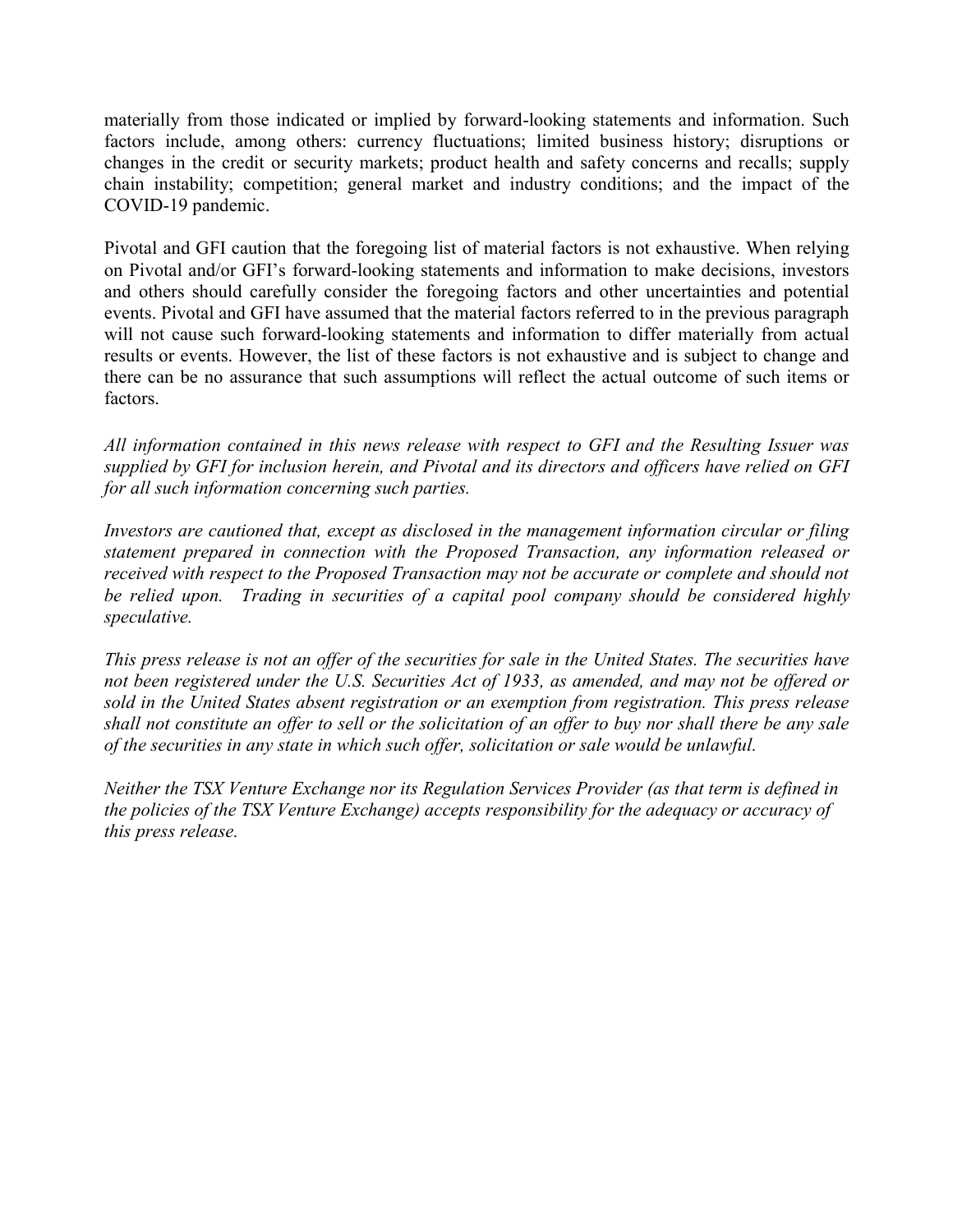materially from those indicated or implied by forward-looking statements and information. Such factors include, among others: currency fluctuations; limited business history; disruptions or changes in the credit or security markets; product health and safety concerns and recalls; supply chain instability; competition; general market and industry conditions; and the impact of the COVID-19 pandemic.

Pivotal and GFI caution that the foregoing list of material factors is not exhaustive. When relying on Pivotal and/or GFI's forward-looking statements and information to make decisions, investors and others should carefully consider the foregoing factors and other uncertainties and potential events. Pivotal and GFI have assumed that the material factors referred to in the previous paragraph will not cause such forward-looking statements and information to differ materially from actual results or events. However, the list of these factors is not exhaustive and is subject to change and there can be no assurance that such assumptions will reflect the actual outcome of such items or factors.

*All information contained in this news release with respect to GFI and the Resulting Issuer was supplied by GFI for inclusion herein, and Pivotal and its directors and officers have relied on GFI for all such information concerning such parties.*

*Investors are cautioned that, except as disclosed in the management information circular or filing statement prepared in connection with the Proposed Transaction, any information released or received with respect to the Proposed Transaction may not be accurate or complete and should not be relied upon. Trading in securities of a capital pool company should be considered highly speculative.*

*This press release is not an offer of the securities for sale in the United States. The securities have not been registered under the U.S. Securities Act of 1933, as amended, and may not be offered or sold in the United States absent registration or an exemption from registration. This press release shall not constitute an offer to sell or the solicitation of an offer to buy nor shall there be any sale of the securities in any state in which such offer, solicitation or sale would be unlawful.*

*Neither the TSX Venture Exchange nor its Regulation Services Provider (as that term is defined in the policies of the TSX Venture Exchange) accepts responsibility for the adequacy or accuracy of this press release.*